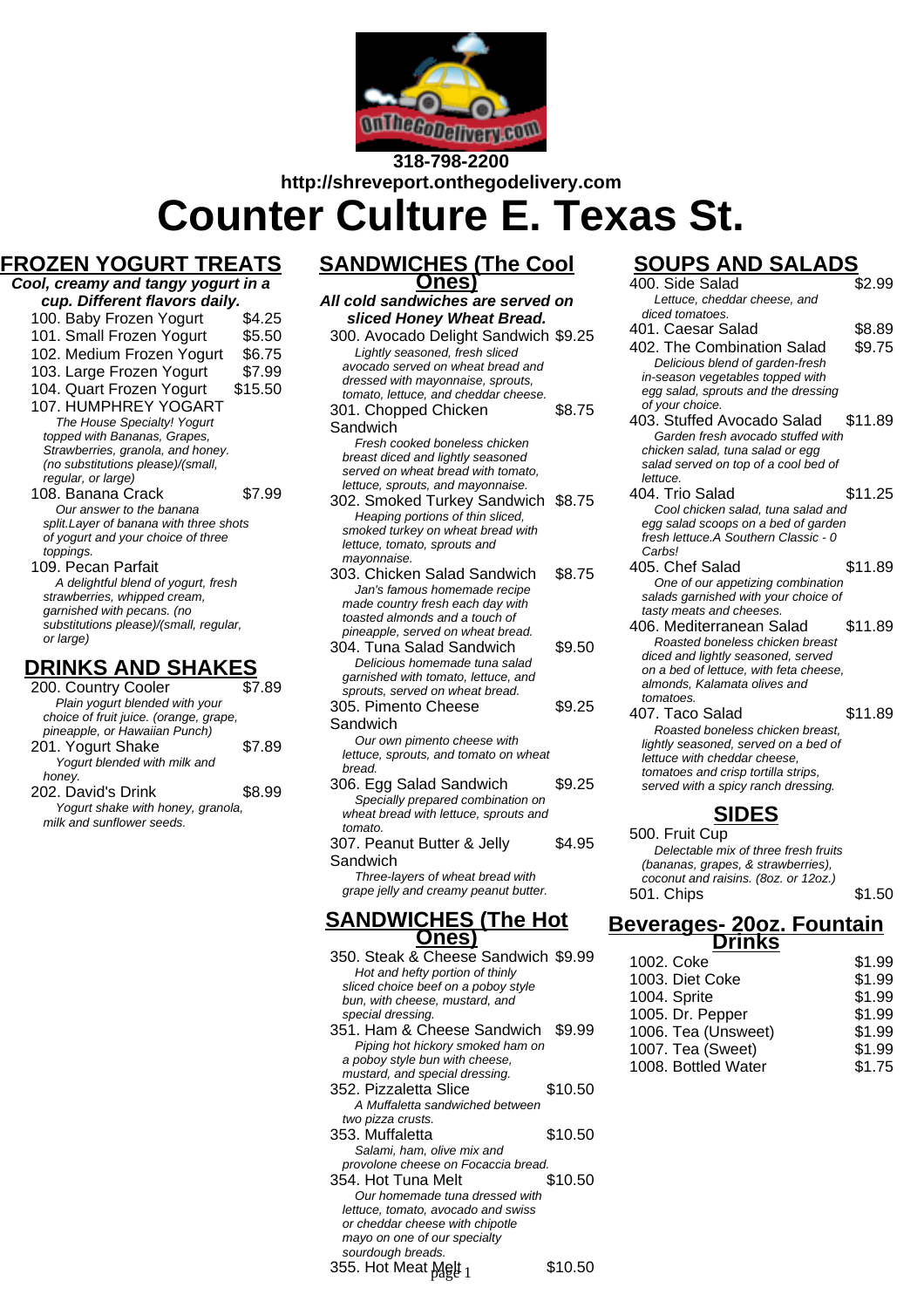318-798-2200

http://shreveport.onthegodelivery.com

# Counter Culture E. Texas St.

## FROZEN YOGURT TREATS

***Cool, creamy and tangy yogurt in a cup. Different flavors daily.***

100. Baby Frozen Yogurt $4.25

101. Small Frozen Yogurt $5.50

102. Medium Frozen Yogurt $6.75

103. Large Frozen Yogurt $7.99

104. Quart Frozen Yogurt $15.50

107. HUMPHREY YOGART

*The House Specialty! Yogurt topped with Bananas, Grapes, Strawberries, granola, and honey. (no substitutions please)/(small, regular, or large)*

108. Banana Crack $7.99

*Our answer to the banana split.Layer of banana with three shots of yogurt and your choice of three toppings.*

109. Pecan Parfait

*A delightful blend of yogurt, fresh strawberries, whipped cream, garnished with pecans. (no substitutions please)/(small, regular, or large)*

## DRINKS AND SHAKES

200. Country Cooler $7.89

*Plain yogurt blended with your choice of fruit juice. (orange, grape, pineapple, or Hawaiian Punch)*

201. Yogurt Shake $7.89

*Yogurt blended with milk and honey.*

202. David's Drink $8.99

*Yogurt shake with honey, granola, milk and sunflower seeds.*

## SANDWICHES (The Cool Ones)

***All cold sandwiches are served on sliced Honey Wheat Bread.***

300. Avocado Delight Sandwich $9.25

*Lightly seasoned, fresh sliced avocado served on wheat bread and dressed with mayonnaise, sprouts, tomato, lettuce, and cheddar cheese.*

301. Chopped Chicken Sandwich $8.75

*Fresh cooked boneless chicken breast diced and lightly seasoned served on wheat bread with tomato, lettuce, sprouts, and mayonnaise.*

302. Smoked Turkey Sandwich $8.75

*Heaping portions of thin sliced, smoked turkey on wheat bread with lettuce, tomato, sprouts and mayonnaise.*

303. Chicken Salad Sandwich $8.75

*Jan's famous homemade recipe made country fresh each day with toasted almonds and a touch of pineapple, served on wheat bread.*

304. Tuna Salad Sandwich $9.50

*Delicious homemade tuna salad garnished with tomato, lettuce, and sprouts, served on wheat bread.*

305. Pimento Cheese Sandwich $9.25

*Our own pimento cheese with lettuce, sprouts, and tomato on wheat bread.*

306. Egg Salad Sandwich $9.25

*Specially prepared combination on wheat bread with lettuce, sprouts and tomato.*

307. Peanut Butter & Jelly Sandwich $4.95

*Three-layers of wheat bread with grape jelly and creamy peanut butter.*

## SANDWICHES (The Hot Ones)

350. Steak & Cheese Sandwich $9.99

*Hot and hefty portion of thinly sliced choice beef on a poboy style bun, with cheese, mustard, and special dressing.*

351. Ham & Cheese Sandwich $9.99

*Piping hot hickory smoked ham on a poboy style bun with cheese, mustard, and special dressing.*

352. Pizzaletta Slice $10.50

*A Muffaletta sandwiched between two pizza crusts.*

353. Muffaletta $10.50

*Salami, ham, olive mix and provolone cheese on Focaccia bread.*

354. Hot Tuna Melt $10.50

*Our homemade tuna dressed with lettuce, tomato, avocado and swiss or cheddar cheese with chipotle mayo on one of our specialty sourdough breads.*

355. Hot Meat Melt $10.50

## SOUPS AND SALADS

400. Side Salad $2.99

*Lettuce, cheddar cheese, and diced tomatoes.*

401. Caesar Salad $8.89

402. The Combination Salad $9.75

*Delicious blend of garden-fresh in-season vegetables topped with egg salad, sprouts and the dressing of your choice.*

403. Stuffed Avocado Salad $11.89

*Garden fresh avocado stuffed with chicken salad, tuna salad or egg salad served on top of a cool bed of lettuce.*

404. Trio Salad $11.25

*Cool chicken salad, tuna salad and egg salad scoops on a bed of garden fresh lettuce.A Southern Classic - 0 Carbs!*

405. Chef Salad $11.89

*One of our appetizing combination salads garnished with your choice of tasty meats and cheeses.*

406. Mediterranean Salad $11.89

*Roasted boneless chicken breast diced and lightly seasoned, served on a bed of lettuce, with feta cheese, almonds, Kalamata olives and tomatoes.*

407. Taco Salad $11.89

*Roasted boneless chicken breast, lightly seasoned, served on a bed of lettuce with cheddar cheese, tomatoes and crisp tortilla strips, served with a spicy ranch dressing.*

## SIDES

500. Fruit Cup

*Delectable mix of three fresh fruits (bananas, grapes, & strawberries), coconut and raisins. (8oz. or 12oz.)*

501. Chips $1.50

## Beverages- 20oz. Fountain Drinks

1002. Coke $1.99

1003. Diet Coke $1.99

1004. Sprite $1.99

1005. Dr. Pepper $1.99

1006. Tea (Unsweet) $1.99

1007. Tea (Sweet) $1.99

1008. Bottled Water $1.75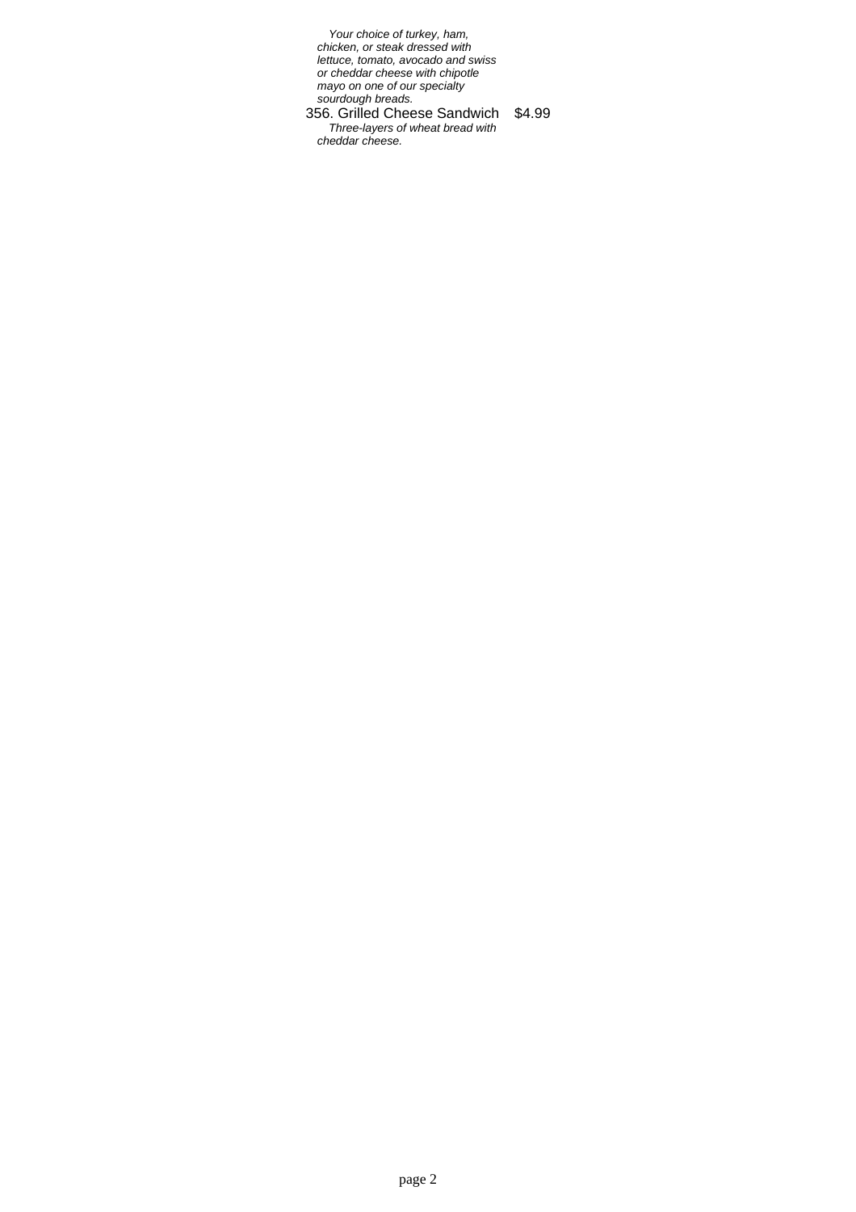*Your choice of turkey, ham, chicken, or steak dressed with lettuce, tomato, avocado and swiss or cheddar cheese with chipotle mayo on one of our specialty sourdough breads.*

356. Grilled Cheese Sandwich $4.99

*Three-layers of wheat bread with cheddar cheese.*